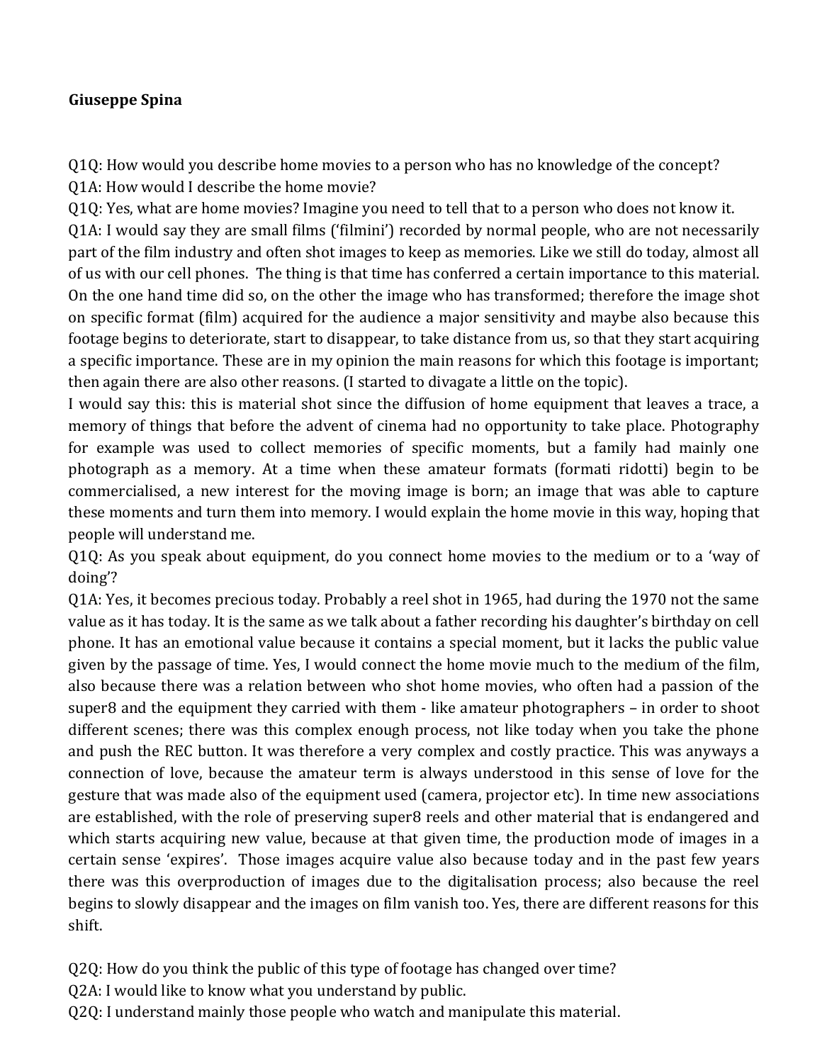**Giuseppe Spina**

Q1Q: How would you describe home movies to a person who has no knowledge of the concept?
Q1A: How would I describe the home movie?
Q1Q: Yes, what are home movies? Imagine you need to tell that to a person who does not know it.
Q1A: I would say they are small films ('filmini') recorded by normal people, who are not necessarily part of the film industry and often shot images to keep as memories. Like we still do today, almost all of us with our cell phones. The thing is that time has conferred a certain importance to this material. On the one hand time did so, on the other the image who has transformed; therefore the image shot on specific format (film) acquired for the audience a major sensitivity and maybe also because this footage begins to deteriorate, start to disappear, to take distance from us, so that they start acquiring a specific importance. These are in my opinion the main reasons for which this footage is important; then again there are also other reasons. (I started to divagate a little on the topic).
I would say this: this is material shot since the diffusion of home equipment that leaves a trace, a memory of things that before the advent of cinema had no opportunity to take place. Photography for example was used to collect memories of specific moments, but a family had mainly one photograph as a memory. At a time when these amateur formats (formati ridotti) begin to be commercialised, a new interest for the moving image is born; an image that was able to capture these moments and turn them into memory. I would explain the home movie in this way, hoping that people will understand me.
Q1Q: As you speak about equipment, do you connect home movies to the medium or to a 'way of doing'?
Q1A: Yes, it becomes precious today. Probably a reel shot in 1965, had during the 1970 not the same value as it has today. It is the same as we talk about a father recording his daughter's birthday on cell phone. It has an emotional value because it contains a special moment, but it lacks the public value given by the passage of time. Yes, I would connect the home movie much to the medium of the film, also because there was a relation between who shot home movies, who often had a passion of the super8 and the equipment they carried with them - like amateur photographers – in order to shoot different scenes; there was this complex enough process, not like today when you take the phone and push the REC button. It was therefore a very complex and costly practice. This was anyways a connection of love, because the amateur term is always understood in this sense of love for the gesture that was made also of the equipment used (camera, projector etc). In time new associations are established, with the role of preserving super8 reels and other material that is endangered and which starts acquiring new value, because at that given time, the production mode of images in a certain sense 'expires'. Those images acquire value also because today and in the past few years there was this overproduction of images due to the digitalisation process; also because the reel begins to slowly disappear and the images on film vanish too. Yes, there are different reasons for this shift.

Q2Q: How do you think the public of this type of footage has changed over time?
Q2A: I would like to know what you understand by public.
Q2Q: I understand mainly those people who watch and manipulate this material.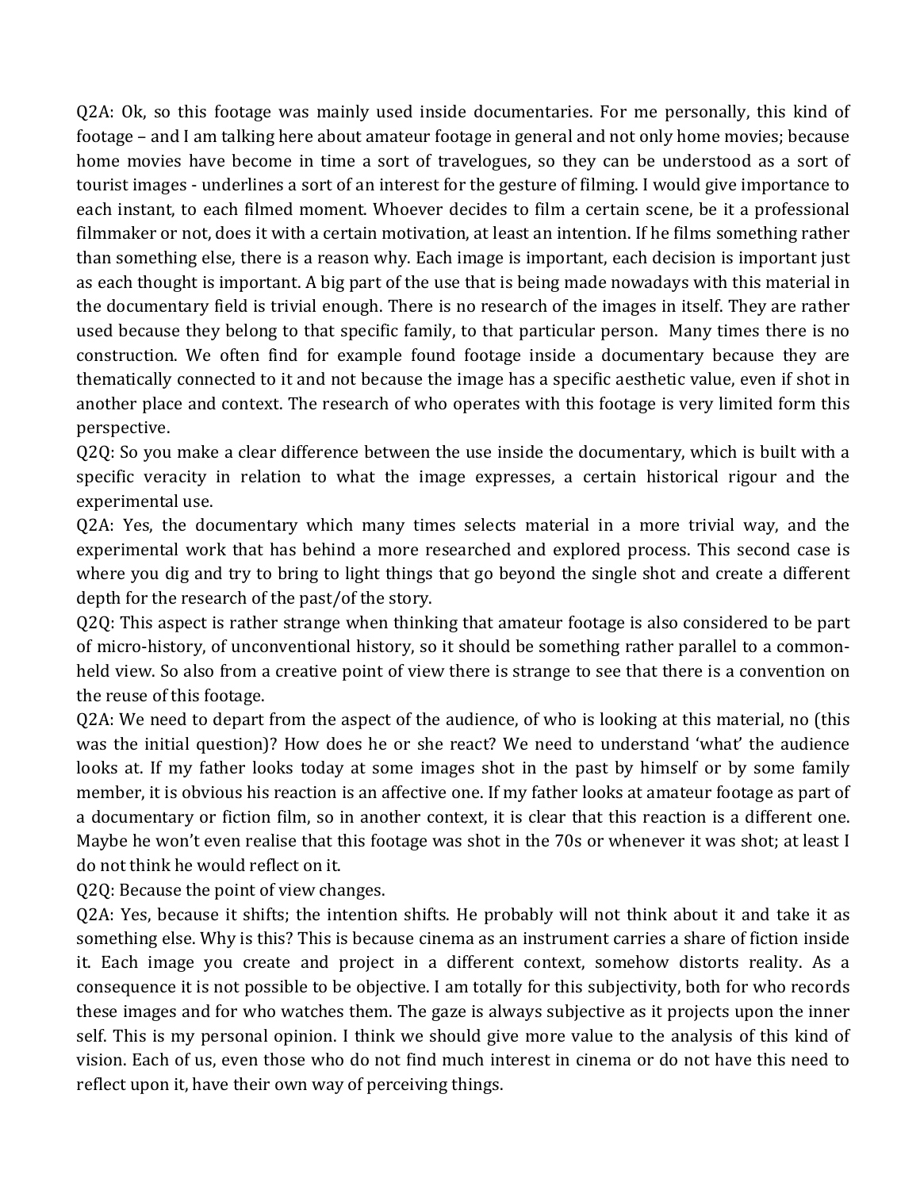Q2A: Ok, so this footage was mainly used inside documentaries. For me personally, this kind of footage – and I am talking here about amateur footage in general and not only home movies; because home movies have become in time a sort of travelogues, so they can be understood as a sort of tourist images - underlines a sort of an interest for the gesture of filming. I would give importance to each instant, to each filmed moment. Whoever decides to film a certain scene, be it a professional filmmaker or not, does it with a certain motivation, at least an intention. If he films something rather than something else, there is a reason why. Each image is important, each decision is important just as each thought is important. A big part of the use that is being made nowadays with this material in the documentary field is trivial enough. There is no research of the images in itself. They are rather used because they belong to that specific family, to that particular person. Many times there is no construction. We often find for example found footage inside a documentary because they are thematically connected to it and not because the image has a specific aesthetic value, even if shot in another place and context. The research of who operates with this footage is very limited form this perspective.

Q2Q: So you make a clear difference between the use inside the documentary, which is built with a specific veracity in relation to what the image expresses, a certain historical rigour and the experimental use.

Q2A: Yes, the documentary which many times selects material in a more trivial way, and the experimental work that has behind a more researched and explored process. This second case is where you dig and try to bring to light things that go beyond the single shot and create a different depth for the research of the past/of the story.

Q2Q: This aspect is rather strange when thinking that amateur footage is also considered to be part of micro-history, of unconventional history, so it should be something rather parallel to a common-held view. So also from a creative point of view there is strange to see that there is a convention on the reuse of this footage.

Q2A: We need to depart from the aspect of the audience, of who is looking at this material, no (this was the initial question)? How does he or she react? We need to understand 'what' the audience looks at. If my father looks today at some images shot in the past by himself or by some family member, it is obvious his reaction is an affective one. If my father looks at amateur footage as part of a documentary or fiction film, so in another context, it is clear that this reaction is a different one. Maybe he won't even realise that this footage was shot in the 70s or whenever it was shot; at least I do not think he would reflect on it.

Q2Q: Because the point of view changes.

Q2A: Yes, because it shifts; the intention shifts. He probably will not think about it and take it as something else. Why is this? This is because cinema as an instrument carries a share of fiction inside it. Each image you create and project in a different context, somehow distorts reality. As a consequence it is not possible to be objective. I am totally for this subjectivity, both for who records these images and for who watches them. The gaze is always subjective as it projects upon the inner self. This is my personal opinion. I think we should give more value to the analysis of this kind of vision. Each of us, even those who do not find much interest in cinema or do not have this need to reflect upon it, have their own way of perceiving things.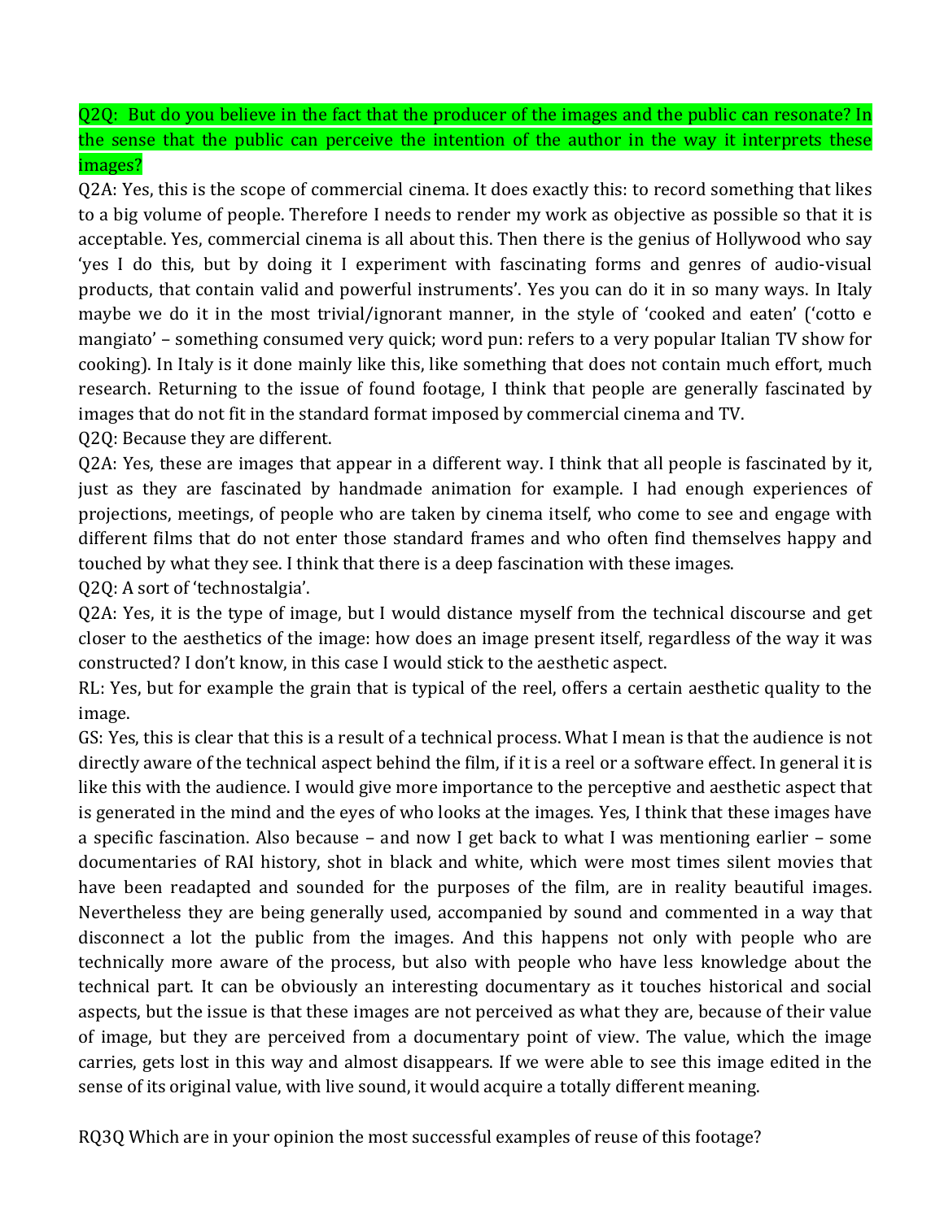Q2Q: But do you believe in the fact that the producer of the images and the public can resonate? In the sense that the public can perceive the intention of the author in the way it interprets these images?

Q2A: Yes, this is the scope of commercial cinema. It does exactly this: to record something that likes to a big volume of people. Therefore I needs to render my work as objective as possible so that it is acceptable. Yes, commercial cinema is all about this. Then there is the genius of Hollywood who say 'yes I do this, but by doing it I experiment with fascinating forms and genres of audio-visual products, that contain valid and powerful instruments'. Yes you can do it in so many ways. In Italy maybe we do it in the most trivial/ignorant manner, in the style of 'cooked and eaten' ('cotto e mangiato' – something consumed very quick; word pun: refers to a very popular Italian TV show for cooking). In Italy is it done mainly like this, like something that does not contain much effort, much research. Returning to the issue of found footage, I think that people are generally fascinated by images that do not fit in the standard format imposed by commercial cinema and TV.

Q2Q: Because they are different.

Q2A: Yes, these are images that appear in a different way. I think that all people is fascinated by it, just as they are fascinated by handmade animation for example. I had enough experiences of projections, meetings, of people who are taken by cinema itself, who come to see and engage with different films that do not enter those standard frames and who often find themselves happy and touched by what they see. I think that there is a deep fascination with these images.

Q2Q: A sort of 'technostalgia'.

Q2A: Yes, it is the type of image, but I would distance myself from the technical discourse and get closer to the aesthetics of the image: how does an image present itself, regardless of the way it was constructed? I don't know, in this case I would stick to the aesthetic aspect.

RL: Yes, but for example the grain that is typical of the reel, offers a certain aesthetic quality to the image.

GS: Yes, this is clear that this is a result of a technical process. What I mean is that the audience is not directly aware of the technical aspect behind the film, if it is a reel or a software effect. In general it is like this with the audience. I would give more importance to the perceptive and aesthetic aspect that is generated in the mind and the eyes of who looks at the images. Yes, I think that these images have a specific fascination. Also because – and now I get back to what I was mentioning earlier – some documentaries of RAI history, shot in black and white, which were most times silent movies that have been readapted and sounded for the purposes of the film, are in reality beautiful images. Nevertheless they are being generally used, accompanied by sound and commented in a way that disconnect a lot the public from the images. And this happens not only with people who are technically more aware of the process, but also with people who have less knowledge about the technical part. It can be obviously an interesting documentary as it touches historical and social aspects, but the issue is that these images are not perceived as what they are, because of their value of image, but they are perceived from a documentary point of view. The value, which the image carries, gets lost in this way and almost disappears. If we were able to see this image edited in the sense of its original value, with live sound, it would acquire a totally different meaning.

RQ3Q Which are in your opinion the most successful examples of reuse of this footage?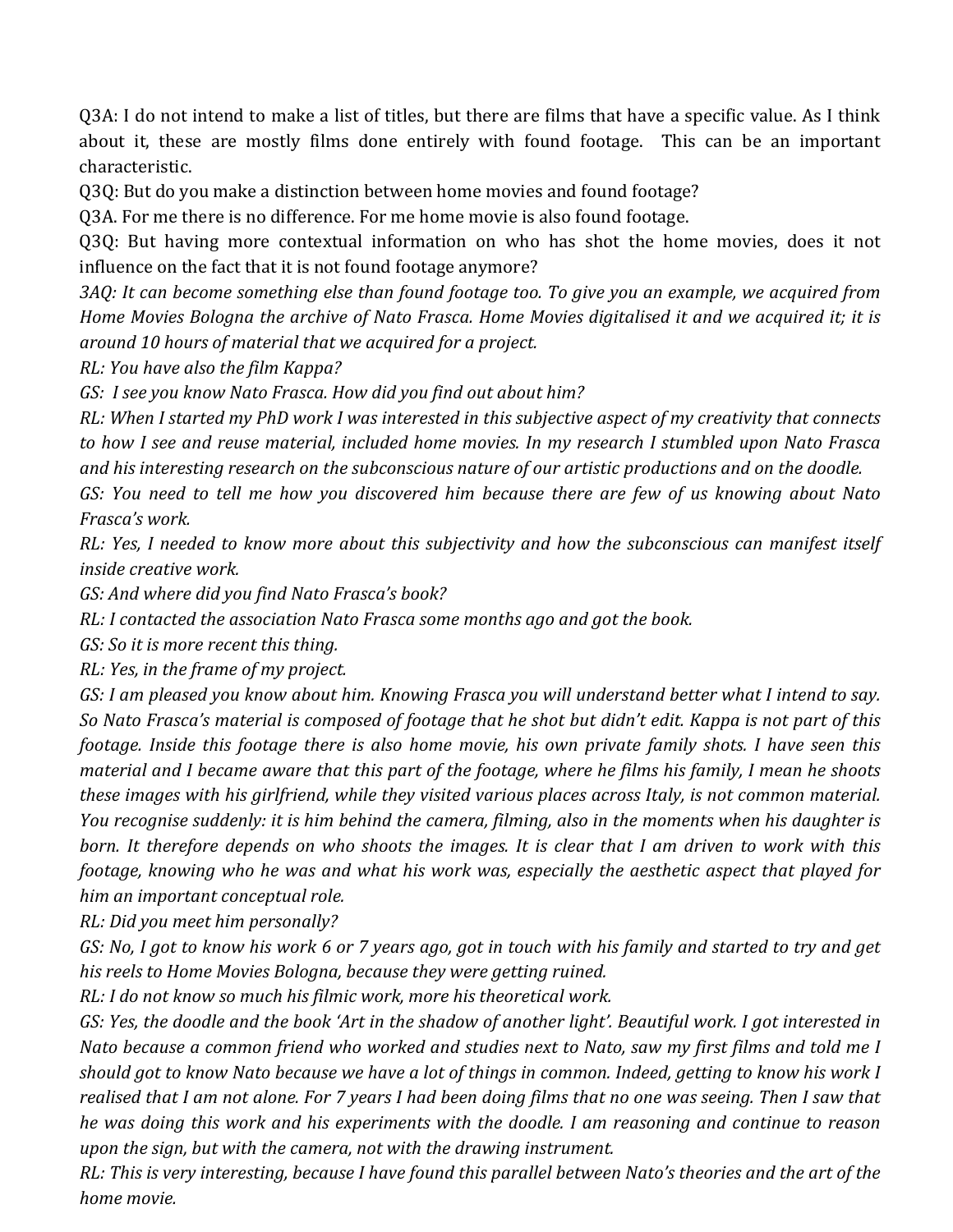Q3A: I do not intend to make a list of titles, but there are films that have a specific value. As I think about it, these are mostly films done entirely with found footage. This can be an important characteristic.

Q3Q: But do you make a distinction between home movies and found footage?

Q3A. For me there is no difference. For me home movie is also found footage.

Q3Q: But having more contextual information on who has shot the home movies, does it not influence on the fact that it is not found footage anymore?

*3AQ: It can become something else than found footage too. To give you an example, we acquired from Home Movies Bologna the archive of Nato Frasca. Home Movies digitalised it and we acquired it; it is around 10 hours of material that we acquired for a project.*

*RL: You have also the film Kappa?*

*GS: I see you know Nato Frasca. How did you find out about him?*

*RL: When I started my PhD work I was interested in this subjective aspect of my creativity that connects to how I see and reuse material, included home movies. In my research I stumbled upon Nato Frasca and his interesting research on the subconscious nature of our artistic productions and on the doodle.*

*GS: You need to tell me how you discovered him because there are few of us knowing about Nato Frasca's work.*

*RL: Yes, I needed to know more about this subjectivity and how the subconscious can manifest itself inside creative work.*

*GS: And where did you find Nato Frasca's book?*

*RL: I contacted the association Nato Frasca some months ago and got the book.*

*GS: So it is more recent this thing.*

*RL: Yes, in the frame of my project.*

*GS: I am pleased you know about him. Knowing Frasca you will understand better what I intend to say. So Nato Frasca's material is composed of footage that he shot but didn't edit. Kappa is not part of this footage. Inside this footage there is also home movie, his own private family shots. I have seen this material and I became aware that this part of the footage, where he films his family, I mean he shoots these images with his girlfriend, while they visited various places across Italy, is not common material. You recognise suddenly: it is him behind the camera, filming, also in the moments when his daughter is born. It therefore depends on who shoots the images. It is clear that I am driven to work with this footage, knowing who he was and what his work was, especially the aesthetic aspect that played for him an important conceptual role.*

*RL: Did you meet him personally?*

*GS: No, I got to know his work 6 or 7 years ago, got in touch with his family and started to try and get his reels to Home Movies Bologna, because they were getting ruined.*

*RL: I do not know so much his filmic work, more his theoretical work.*

*GS: Yes, the doodle and the book 'Art in the shadow of another light'. Beautiful work. I got interested in Nato because a common friend who worked and studies next to Nato, saw my first films and told me I should got to know Nato because we have a lot of things in common. Indeed, getting to know his work I realised that I am not alone. For 7 years I had been doing films that no one was seeing. Then I saw that he was doing this work and his experiments with the doodle. I am reasoning and continue to reason upon the sign, but with the camera, not with the drawing instrument.*

*RL: This is very interesting, because I have found this parallel between Nato's theories and the art of the home movie.*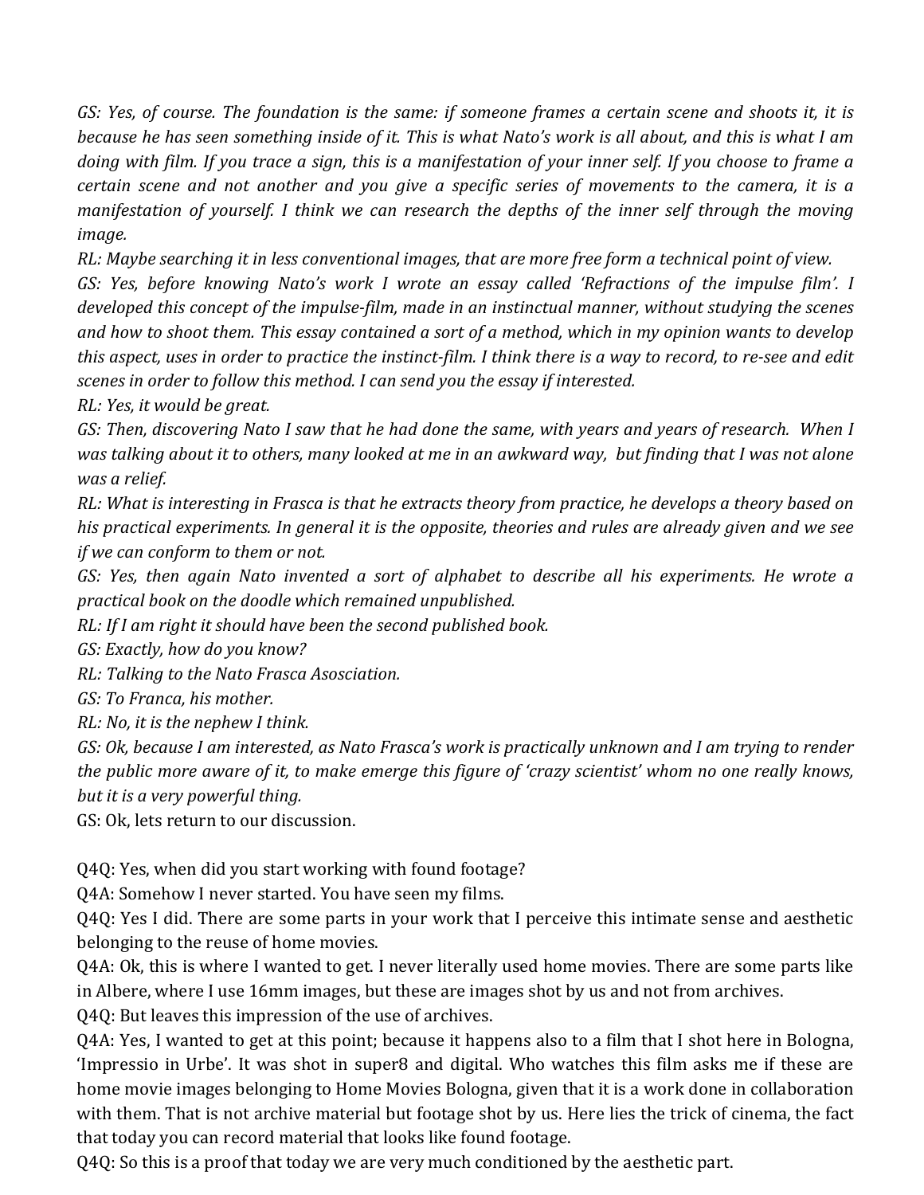*GS: Yes, of course. The foundation is the same: if someone frames a certain scene and shoots it, it is because he has seen something inside of it. This is what Nato's work is all about, and this is what I am doing with film. If you trace a sign, this is a manifestation of your inner self. If you choose to frame a certain scene and not another and you give a specific series of movements to the camera, it is a manifestation of yourself. I think we can research the depths of the inner self through the moving image.*

*RL: Maybe searching it in less conventional images, that are more free form a technical point of view.*

*GS: Yes, before knowing Nato's work I wrote an essay called 'Refractions of the impulse film'. I developed this concept of the impulse-film, made in an instinctual manner, without studying the scenes and how to shoot them. This essay contained a sort of a method, which in my opinion wants to develop this aspect, uses in order to practice the instinct-film. I think there is a way to record, to re-see and edit scenes in order to follow this method. I can send you the essay if interested.*

*RL: Yes, it would be great.*

*GS: Then, discovering Nato I saw that he had done the same, with years and years of research. When I was talking about it to others, many looked at me in an awkward way, but finding that I was not alone was a relief.*

*RL: What is interesting in Frasca is that he extracts theory from practice, he develops a theory based on his practical experiments. In general it is the opposite, theories and rules are already given and we see if we can conform to them or not.*

*GS: Yes, then again Nato invented a sort of alphabet to describe all his experiments. He wrote a practical book on the doodle which remained unpublished.*

*RL: If I am right it should have been the second published book.*

*GS: Exactly, how do you know?*

*RL: Talking to the Nato Frasca Asosciation.*

*GS: To Franca, his mother.*

*RL: No, it is the nephew I think.*

*GS: Ok, because I am interested, as Nato Frasca's work is practically unknown and I am trying to render the public more aware of it, to make emerge this figure of 'crazy scientist' whom no one really knows, but it is a very powerful thing.*

GS: Ok, lets return to our discussion.

Q4Q: Yes, when did you start working with found footage?

Q4A: Somehow I never started. You have seen my films.

Q4Q: Yes I did. There are some parts in your work that I perceive this intimate sense and aesthetic belonging to the reuse of home movies.

Q4A: Ok, this is where I wanted to get. I never literally used home movies. There are some parts like in Albere, where I use 16mm images, but these are images shot by us and not from archives.

Q4Q: But leaves this impression of the use of archives.

Q4A: Yes, I wanted to get at this point; because it happens also to a film that I shot here in Bologna, 'Impressio in Urbe'. It was shot in super8 and digital. Who watches this film asks me if these are home movie images belonging to Home Movies Bologna, given that it is a work done in collaboration with them. That is not archive material but footage shot by us. Here lies the trick of cinema, the fact that today you can record material that looks like found footage.

Q4Q: So this is a proof that today we are very much conditioned by the aesthetic part.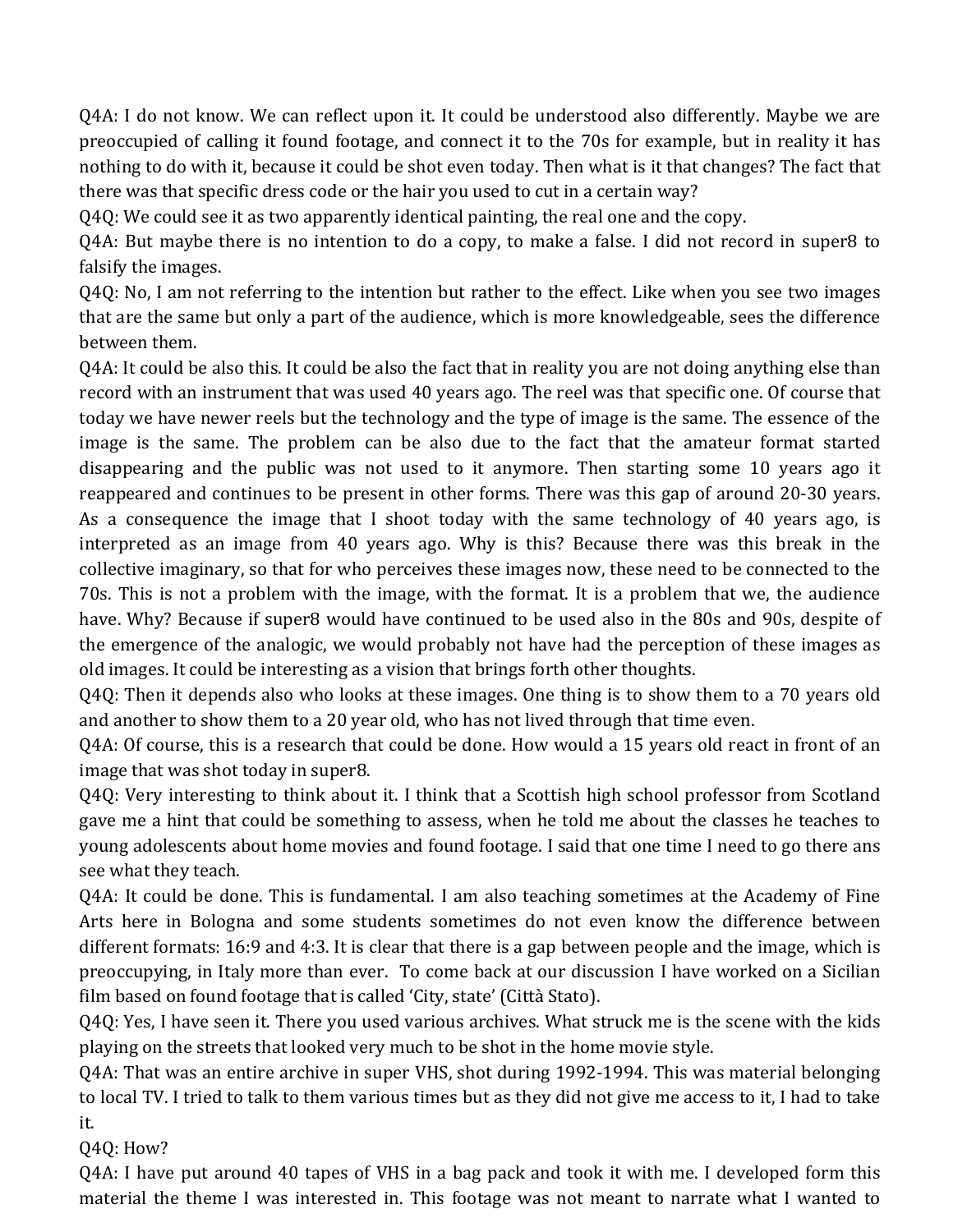Q4A: I do not know. We can reflect upon it. It could be understood also differently. Maybe we are preoccupied of calling it found footage, and connect it to the 70s for example, but in reality it has nothing to do with it, because it could be shot even today. Then what is it that changes? The fact that there was that specific dress code or the hair you used to cut in a certain way?

Q4Q: We could see it as two apparently identical painting, the real one and the copy.

Q4A: But maybe there is no intention to do a copy, to make a false. I did not record in super8 to falsify the images.

Q4Q: No, I am not referring to the intention but rather to the effect. Like when you see two images that are the same but only a part of the audience, which is more knowledgeable, sees the difference between them.

Q4A: It could be also this. It could be also the fact that in reality you are not doing anything else than record with an instrument that was used 40 years ago. The reel was that specific one. Of course that today we have newer reels but the technology and the type of image is the same. The essence of the image is the same. The problem can be also due to the fact that the amateur format started disappearing and the public was not used to it anymore. Then starting some 10 years ago it reappeared and continues to be present in other forms. There was this gap of around 20-30 years. As a consequence the image that I shoot today with the same technology of 40 years ago, is interpreted as an image from 40 years ago. Why is this? Because there was this break in the collective imaginary, so that for who perceives these images now, these need to be connected to the 70s. This is not a problem with the image, with the format. It is a problem that we, the audience have. Why? Because if super8 would have continued to be used also in the 80s and 90s, despite of the emergence of the analogic, we would probably not have had the perception of these images as old images. It could be interesting as a vision that brings forth other thoughts.

Q4Q: Then it depends also who looks at these images. One thing is to show them to a 70 years old and another to show them to a 20 year old, who has not lived through that time even.

Q4A: Of course, this is a research that could be done. How would a 15 years old react in front of an image that was shot today in super8.

Q4Q: Very interesting to think about it. I think that a Scottish high school professor from Scotland gave me a hint that could be something to assess, when he told me about the classes he teaches to young adolescents about home movies and found footage. I said that one time I need to go there ans see what they teach.

Q4A: It could be done. This is fundamental. I am also teaching sometimes at the Academy of Fine Arts here in Bologna and some students sometimes do not even know the difference between different formats: 16:9 and 4:3. It is clear that there is a gap between people and the image, which is preoccupying, in Italy more than ever. To come back at our discussion I have worked on a Sicilian film based on found footage that is called 'City, state' (Città Stato).

Q4Q: Yes, I have seen it. There you used various archives. What struck me is the scene with the kids playing on the streets that looked very much to be shot in the home movie style.

Q4A: That was an entire archive in super VHS, shot during 1992-1994. This was material belonging to local TV. I tried to talk to them various times but as they did not give me access to it, I had to take it.

Q4Q: How?

Q4A: I have put around 40 tapes of VHS in a bag pack and took it with me. I developed form this material the theme I was interested in. This footage was not meant to narrate what I wanted to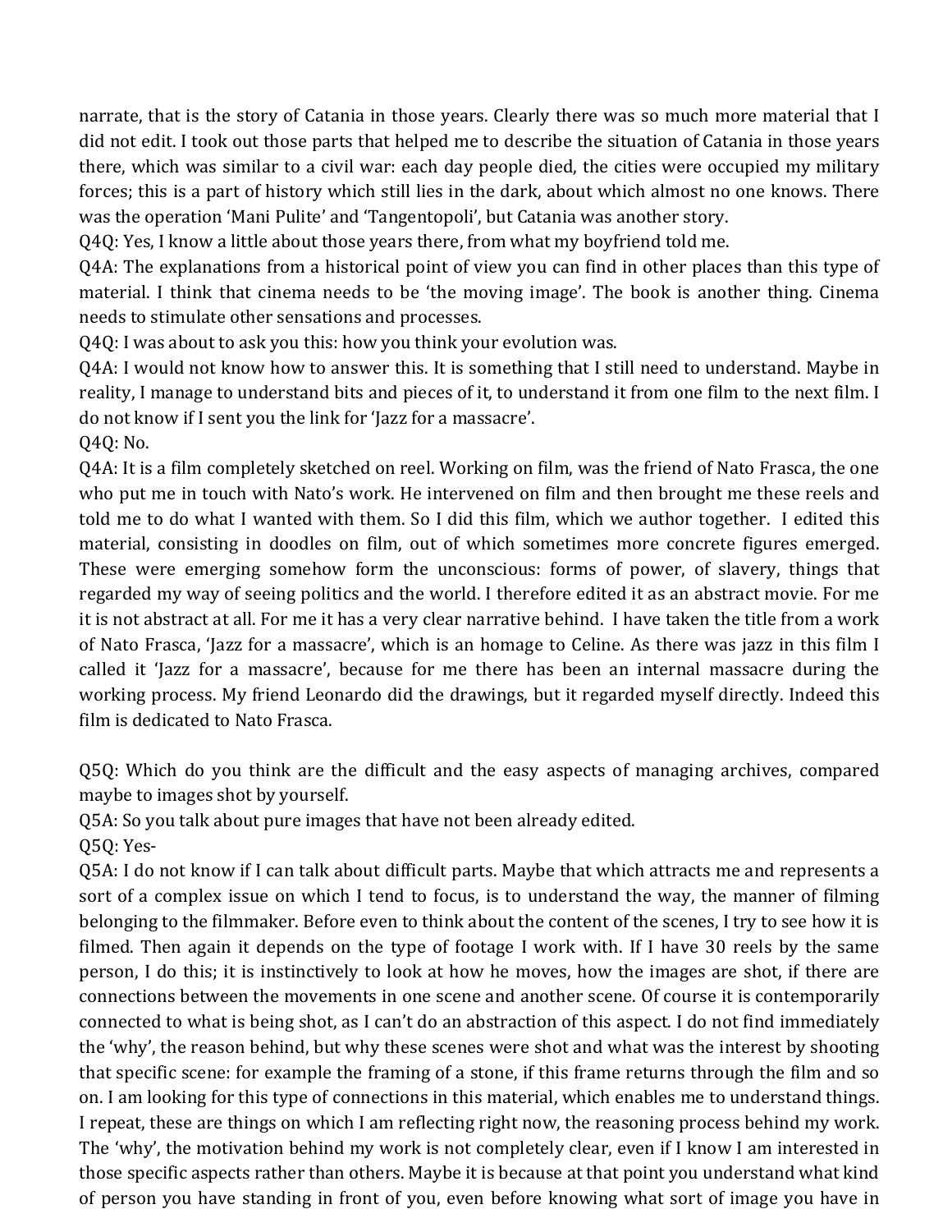narrate, that is the story of Catania in those years. Clearly there was so much more material that I did not edit. I took out those parts that helped me to describe the situation of Catania in those years there, which was similar to a civil war: each day people died, the cities were occupied my military forces; this is a part of history which still lies in the dark, about which almost no one knows. There was the operation 'Mani Pulite' and 'Tangentopoli', but Catania was another story.

Q4Q: Yes, I know a little about those years there, from what my boyfriend told me.

Q4A: The explanations from a historical point of view you can find in other places than this type of material. I think that cinema needs to be 'the moving image'. The book is another thing. Cinema needs to stimulate other sensations and processes.

Q4Q: I was about to ask you this: how you think your evolution was.

Q4A: I would not know how to answer this. It is something that I still need to understand. Maybe in reality, I manage to understand bits and pieces of it, to understand it from one film to the next film. I do not know if I sent you the link for 'Jazz for a massacre'.

Q4Q: No.

Q4A: It is a film completely sketched on reel. Working on film, was the friend of Nato Frasca, the one who put me in touch with Nato's work. He intervened on film and then brought me these reels and told me to do what I wanted with them. So I did this film, which we author together. I edited this material, consisting in doodles on film, out of which sometimes more concrete figures emerged. These were emerging somehow form the unconscious: forms of power, of slavery, things that regarded my way of seeing politics and the world. I therefore edited it as an abstract movie. For me it is not abstract at all. For me it has a very clear narrative behind. I have taken the title from a work of Nato Frasca, 'Jazz for a massacre', which is an homage to Celine. As there was jazz in this film I called it 'Jazz for a massacre', because for me there has been an internal massacre during the working process. My friend Leonardo did the drawings, but it regarded myself directly. Indeed this film is dedicated to Nato Frasca.

Q5Q: Which do you think are the difficult and the easy aspects of managing archives, compared maybe to images shot by yourself.

Q5A: So you talk about pure images that have not been already edited.

Q5Q: Yes-

Q5A: I do not know if I can talk about difficult parts. Maybe that which attracts me and represents a sort of a complex issue on which I tend to focus, is to understand the way, the manner of filming belonging to the filmmaker. Before even to think about the content of the scenes, I try to see how it is filmed. Then again it depends on the type of footage I work with. If I have 30 reels by the same person, I do this; it is instinctively to look at how he moves, how the images are shot, if there are connections between the movements in one scene and another scene. Of course it is contemporarily connected to what is being shot, as I can't do an abstraction of this aspect. I do not find immediately the 'why', the reason behind, but why these scenes were shot and what was the interest by shooting that specific scene: for example the framing of a stone, if this frame returns through the film and so on. I am looking for this type of connections in this material, which enables me to understand things. I repeat, these are things on which I am reflecting right now, the reasoning process behind my work. The 'why', the motivation behind my work is not completely clear, even if I know I am interested in those specific aspects rather than others. Maybe it is because at that point you understand what kind of person you have standing in front of you, even before knowing what sort of image you have in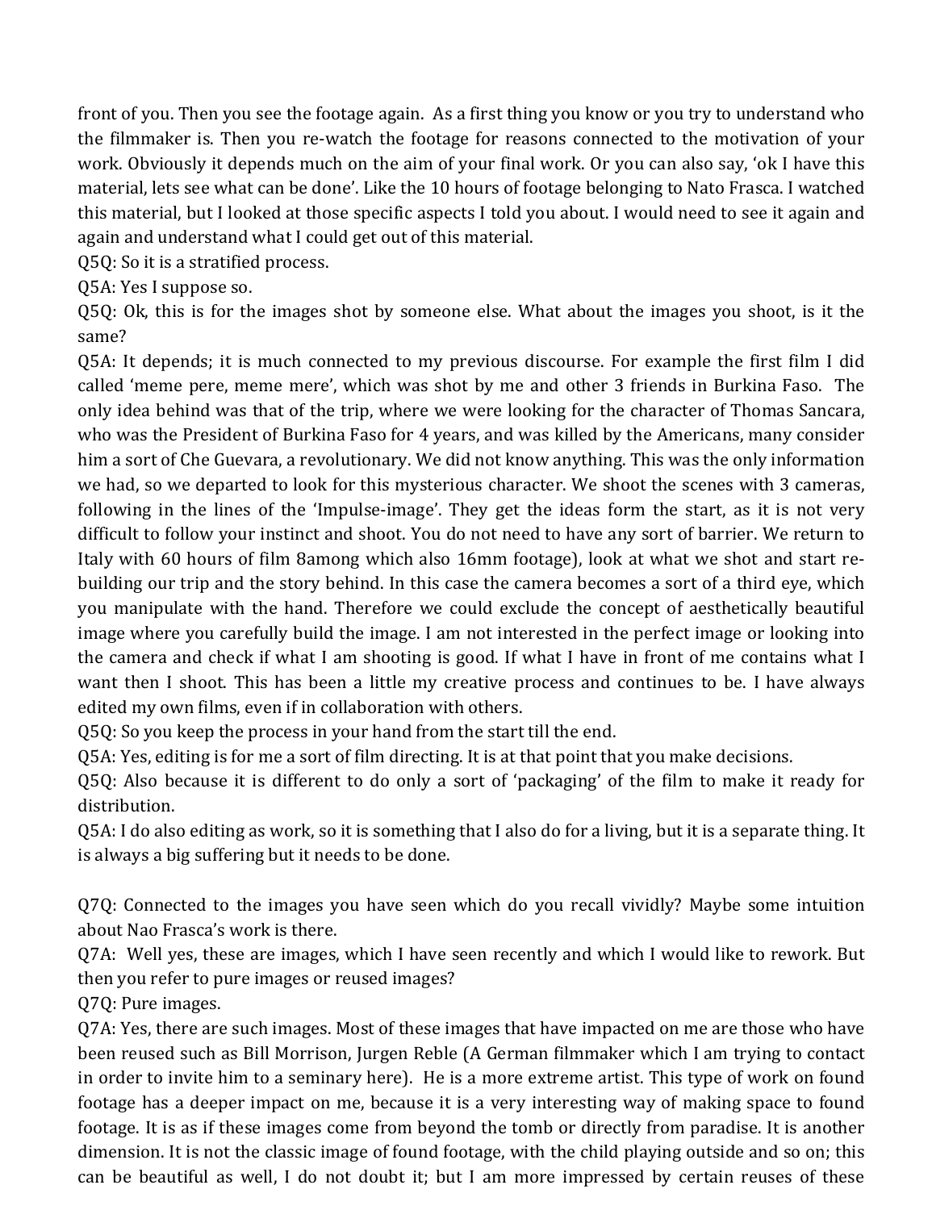front of you. Then you see the footage again. As a first thing you know or you try to understand who the filmmaker is. Then you re-watch the footage for reasons connected to the motivation of your work. Obviously it depends much on the aim of your final work. Or you can also say, 'ok I have this material, lets see what can be done'. Like the 10 hours of footage belonging to Nato Frasca. I watched this material, but I looked at those specific aspects I told you about. I would need to see it again and again and understand what I could get out of this material.

Q5Q: So it is a stratified process.

Q5A: Yes I suppose so.

Q5Q: Ok, this is for the images shot by someone else. What about the images you shoot, is it the same?

Q5A: It depends; it is much connected to my previous discourse. For example the first film I did called 'meme pere, meme mere', which was shot by me and other 3 friends in Burkina Faso. The only idea behind was that of the trip, where we were looking for the character of Thomas Sancara, who was the President of Burkina Faso for 4 years, and was killed by the Americans, many consider him a sort of Che Guevara, a revolutionary. We did not know anything. This was the only information we had, so we departed to look for this mysterious character. We shoot the scenes with 3 cameras, following in the lines of the 'Impulse-image'. They get the ideas form the start, as it is not very difficult to follow your instinct and shoot. You do not need to have any sort of barrier. We return to Italy with 60 hours of film 8among which also 16mm footage), look at what we shot and start re-building our trip and the story behind. In this case the camera becomes a sort of a third eye, which you manipulate with the hand. Therefore we could exclude the concept of aesthetically beautiful image where you carefully build the image. I am not interested in the perfect image or looking into the camera and check if what I am shooting is good. If what I have in front of me contains what I want then I shoot. This has been a little my creative process and continues to be. I have always edited my own films, even if in collaboration with others.

Q5Q: So you keep the process in your hand from the start till the end.

Q5A: Yes, editing is for me a sort of film directing. It is at that point that you make decisions.

Q5Q: Also because it is different to do only a sort of 'packaging' of the film to make it ready for distribution.

Q5A: I do also editing as work, so it is something that I also do for a living, but it is a separate thing. It is always a big suffering but it needs to be done.

Q7Q: Connected to the images you have seen which do you recall vividly? Maybe some intuition about Nao Frasca's work is there.

Q7A: Well yes, these are images, which I have seen recently and which I would like to rework. But then you refer to pure images or reused images?

Q7Q: Pure images.

Q7A: Yes, there are such images. Most of these images that have impacted on me are those who have been reused such as Bill Morrison, Jurgen Reble (A German filmmaker which I am trying to contact in order to invite him to a seminary here). He is a more extreme artist. This type of work on found footage has a deeper impact on me, because it is a very interesting way of making space to found footage. It is as if these images come from beyond the tomb or directly from paradise. It is another dimension. It is not the classic image of found footage, with the child playing outside and so on; this can be beautiful as well, I do not doubt it; but I am more impressed by certain reuses of these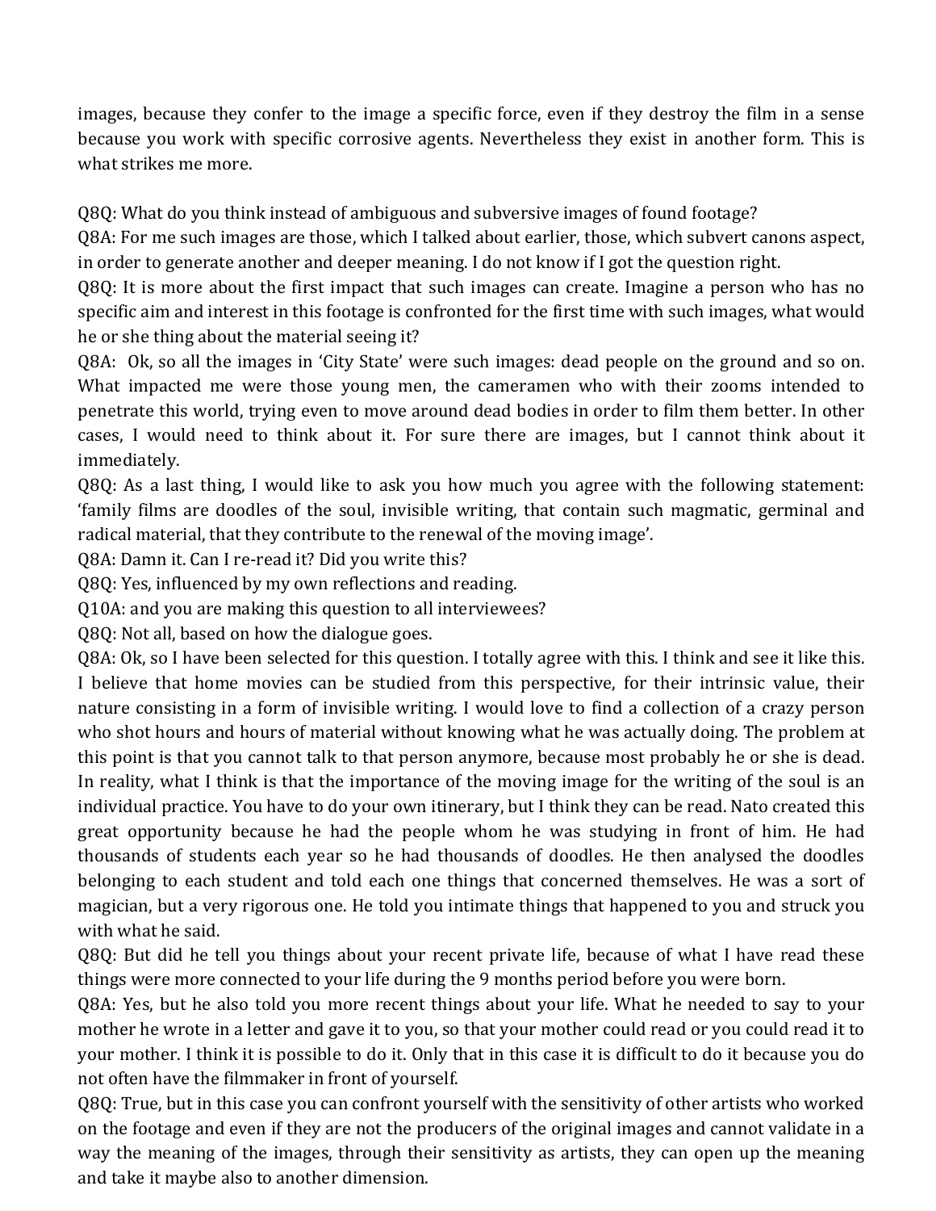images, because they confer to the image a specific force, even if they destroy the film in a sense because you work with specific corrosive agents. Nevertheless they exist in another form. This is what strikes me more.

Q8Q: What do you think instead of ambiguous and subversive images of found footage?
Q8A: For me such images are those, which I talked about earlier, those, which subvert canons aspect, in order to generate another and deeper meaning. I do not know if I got the question right.
Q8Q: It is more about the first impact that such images can create. Imagine a person who has no specific aim and interest in this footage is confronted for the first time with such images, what would he or she thing about the material seeing it?
Q8A: Ok, so all the images in 'City State' were such images: dead people on the ground and so on. What impacted me were those young men, the cameramen who with their zooms intended to penetrate this world, trying even to move around dead bodies in order to film them better. In other cases, I would need to think about it. For sure there are images, but I cannot think about it immediately.
Q8Q: As a last thing, I would like to ask you how much you agree with the following statement: 'family films are doodles of the soul, invisible writing, that contain such magmatic, germinal and radical material, that they contribute to the renewal of the moving image'.
Q8A: Damn it. Can I re-read it? Did you write this?
Q8Q: Yes, influenced by my own reflections and reading.
Q10A: and you are making this question to all interviewees?
Q8Q: Not all, based on how the dialogue goes.
Q8A: Ok, so I have been selected for this question. I totally agree with this. I think and see it like this. I believe that home movies can be studied from this perspective, for their intrinsic value, their nature consisting in a form of invisible writing. I would love to find a collection of a crazy person who shot hours and hours of material without knowing what he was actually doing. The problem at this point is that you cannot talk to that person anymore, because most probably he or she is dead. In reality, what I think is that the importance of the moving image for the writing of the soul is an individual practice. You have to do your own itinerary, but I think they can be read. Nato created this great opportunity because he had the people whom he was studying in front of him. He had thousands of students each year so he had thousands of doodles. He then analysed the doodles belonging to each student and told each one things that concerned themselves. He was a sort of magician, but a very rigorous one. He told you intimate things that happened to you and struck you with what he said.
Q8Q: But did he tell you things about your recent private life, because of what I have read these things were more connected to your life during the 9 months period before you were born.
Q8A: Yes, but he also told you more recent things about your life. What he needed to say to your mother he wrote in a letter and gave it to you, so that your mother could read or you could read it to your mother. I think it is possible to do it. Only that in this case it is difficult to do it because you do not often have the filmmaker in front of yourself.
Q8Q: True, but in this case you can confront yourself with the sensitivity of other artists who worked on the footage and even if they are not the producers of the original images and cannot validate in a way the meaning of the images, through their sensitivity as artists, they can open up the meaning and take it maybe also to another dimension.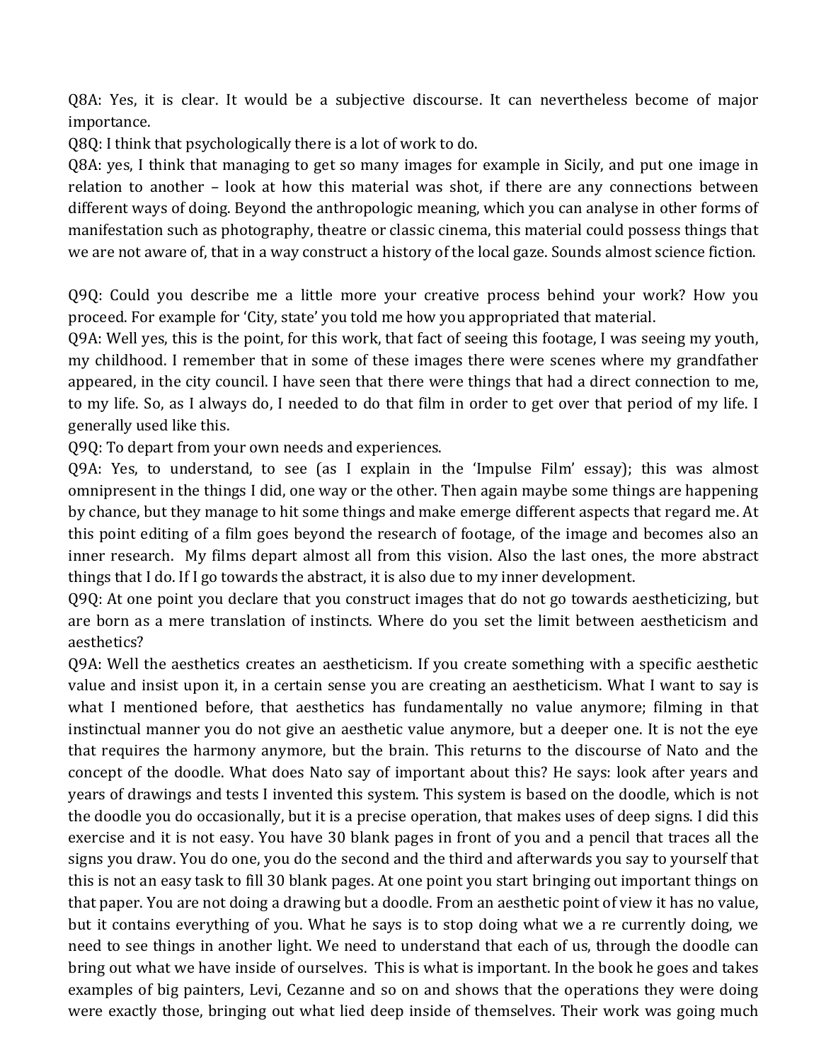Q8A: Yes, it is clear. It would be a subjective discourse. It can nevertheless become of major importance.

Q8Q: I think that psychologically there is a lot of work to do.

Q8A: yes, I think that managing to get so many images for example in Sicily, and put one image in relation to another – look at how this material was shot, if there are any connections between different ways of doing. Beyond the anthropologic meaning, which you can analyse in other forms of manifestation such as photography, theatre or classic cinema, this material could possess things that we are not aware of, that in a way construct a history of the local gaze. Sounds almost science fiction.

Q9Q: Could you describe me a little more your creative process behind your work? How you proceed. For example for 'City, state' you told me how you appropriated that material.

Q9A: Well yes, this is the point, for this work, that fact of seeing this footage, I was seeing my youth, my childhood. I remember that in some of these images there were scenes where my grandfather appeared, in the city council. I have seen that there were things that had a direct connection to me, to my life. So, as I always do, I needed to do that film in order to get over that period of my life. I generally used like this.

Q9Q: To depart from your own needs and experiences.

Q9A: Yes, to understand, to see (as I explain in the 'Impulse Film' essay); this was almost omnipresent in the things I did, one way or the other. Then again maybe some things are happening by chance, but they manage to hit some things and make emerge different aspects that regard me. At this point editing of a film goes beyond the research of footage, of the image and becomes also an inner research. My films depart almost all from this vision. Also the last ones, the more abstract things that I do. If I go towards the abstract, it is also due to my inner development.

Q9Q: At one point you declare that you construct images that do not go towards aestheticizing, but are born as a mere translation of instincts. Where do you set the limit between aestheticism and aesthetics?

Q9A: Well the aesthetics creates an aestheticism. If you create something with a specific aesthetic value and insist upon it, in a certain sense you are creating an aestheticism. What I want to say is what I mentioned before, that aesthetics has fundamentally no value anymore; filming in that instinctual manner you do not give an aesthetic value anymore, but a deeper one. It is not the eye that requires the harmony anymore, but the brain. This returns to the discourse of Nato and the concept of the doodle. What does Nato say of important about this? He says: look after years and years of drawings and tests I invented this system. This system is based on the doodle, which is not the doodle you do occasionally, but it is a precise operation, that makes uses of deep signs. I did this exercise and it is not easy. You have 30 blank pages in front of you and a pencil that traces all the signs you draw. You do one, you do the second and the third and afterwards you say to yourself that this is not an easy task to fill 30 blank pages. At one point you start bringing out important things on that paper. You are not doing a drawing but a doodle. From an aesthetic point of view it has no value, but it contains everything of you. What he says is to stop doing what we a re currently doing, we need to see things in another light. We need to understand that each of us, through the doodle can bring out what we have inside of ourselves. This is what is important. In the book he goes and takes examples of big painters, Levi, Cezanne and so on and shows that the operations they were doing were exactly those, bringing out what lied deep inside of themselves. Their work was going much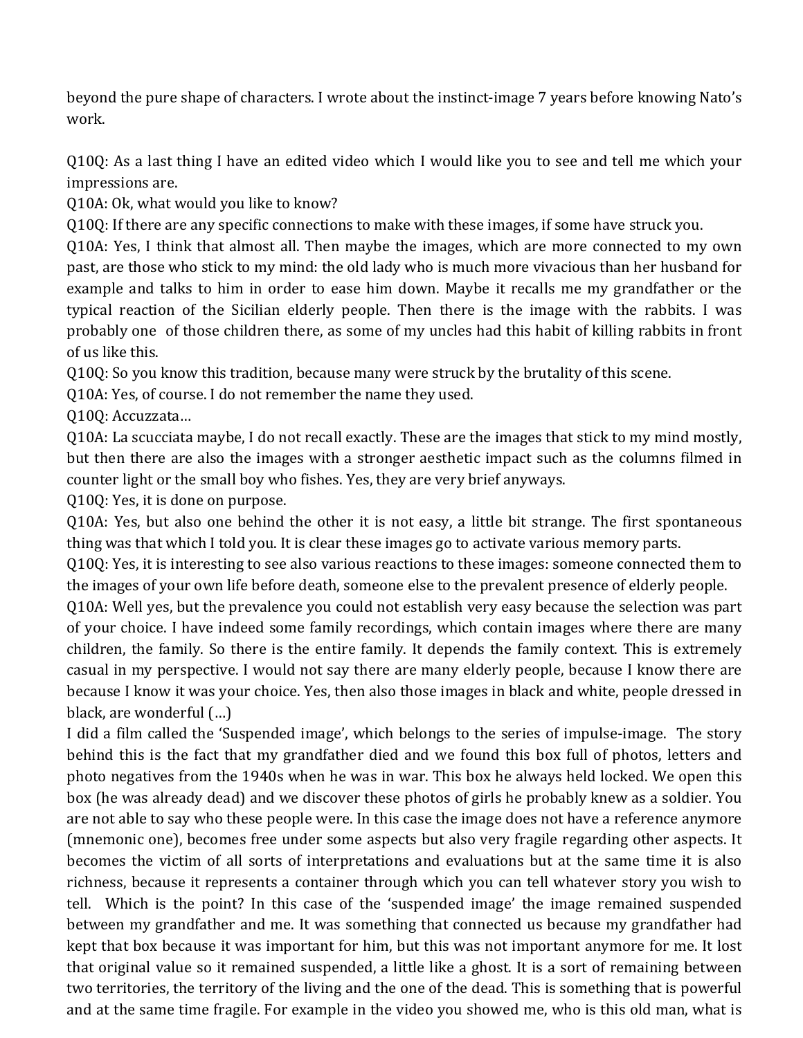beyond the pure shape of characters. I wrote about the instinct-image 7 years before knowing Nato's work.

Q10Q: As a last thing I have an edited video which I would like you to see and tell me which your impressions are.

Q10A: Ok, what would you like to know?

Q10Q: If there are any specific connections to make with these images, if some have struck you.

Q10A: Yes, I think that almost all. Then maybe the images, which are more connected to my own past, are those who stick to my mind: the old lady who is much more vivacious than her husband for example and talks to him in order to ease him down. Maybe it recalls me my grandfather or the typical reaction of the Sicilian elderly people. Then there is the image with the rabbits. I was probably one of those children there, as some of my uncles had this habit of killing rabbits in front of us like this.

Q10Q: So you know this tradition, because many were struck by the brutality of this scene.

Q10A: Yes, of course. I do not remember the name they used.

Q10Q: Accuzzata…

Q10A: La scucciata maybe, I do not recall exactly. These are the images that stick to my mind mostly, but then there are also the images with a stronger aesthetic impact such as the columns filmed in counter light or the small boy who fishes. Yes, they are very brief anyways.

Q10Q: Yes, it is done on purpose.

Q10A: Yes, but also one behind the other it is not easy, a little bit strange. The first spontaneous thing was that which I told you. It is clear these images go to activate various memory parts.

Q10Q: Yes, it is interesting to see also various reactions to these images: someone connected them to the images of your own life before death, someone else to the prevalent presence of elderly people.

Q10A: Well yes, but the prevalence you could not establish very easy because the selection was part of your choice. I have indeed some family recordings, which contain images where there are many children, the family. So there is the entire family. It depends the family context. This is extremely casual in my perspective. I would not say there are many elderly people, because I know there are because I know it was your choice. Yes, then also those images in black and white, people dressed in black, are wonderful (…)

I did a film called the 'Suspended image', which belongs to the series of impulse-image. The story behind this is the fact that my grandfather died and we found this box full of photos, letters and photo negatives from the 1940s when he was in war. This box he always held locked. We open this box (he was already dead) and we discover these photos of girls he probably knew as a soldier. You are not able to say who these people were. In this case the image does not have a reference anymore (mnemonic one), becomes free under some aspects but also very fragile regarding other aspects. It becomes the victim of all sorts of interpretations and evaluations but at the same time it is also richness, because it represents a container through which you can tell whatever story you wish to tell. Which is the point? In this case of the 'suspended image' the image remained suspended between my grandfather and me. It was something that connected us because my grandfather had kept that box because it was important for him, but this was not important anymore for me. It lost that original value so it remained suspended, a little like a ghost. It is a sort of remaining between two territories, the territory of the living and the one of the dead. This is something that is powerful and at the same time fragile. For example in the video you showed me, who is this old man, what is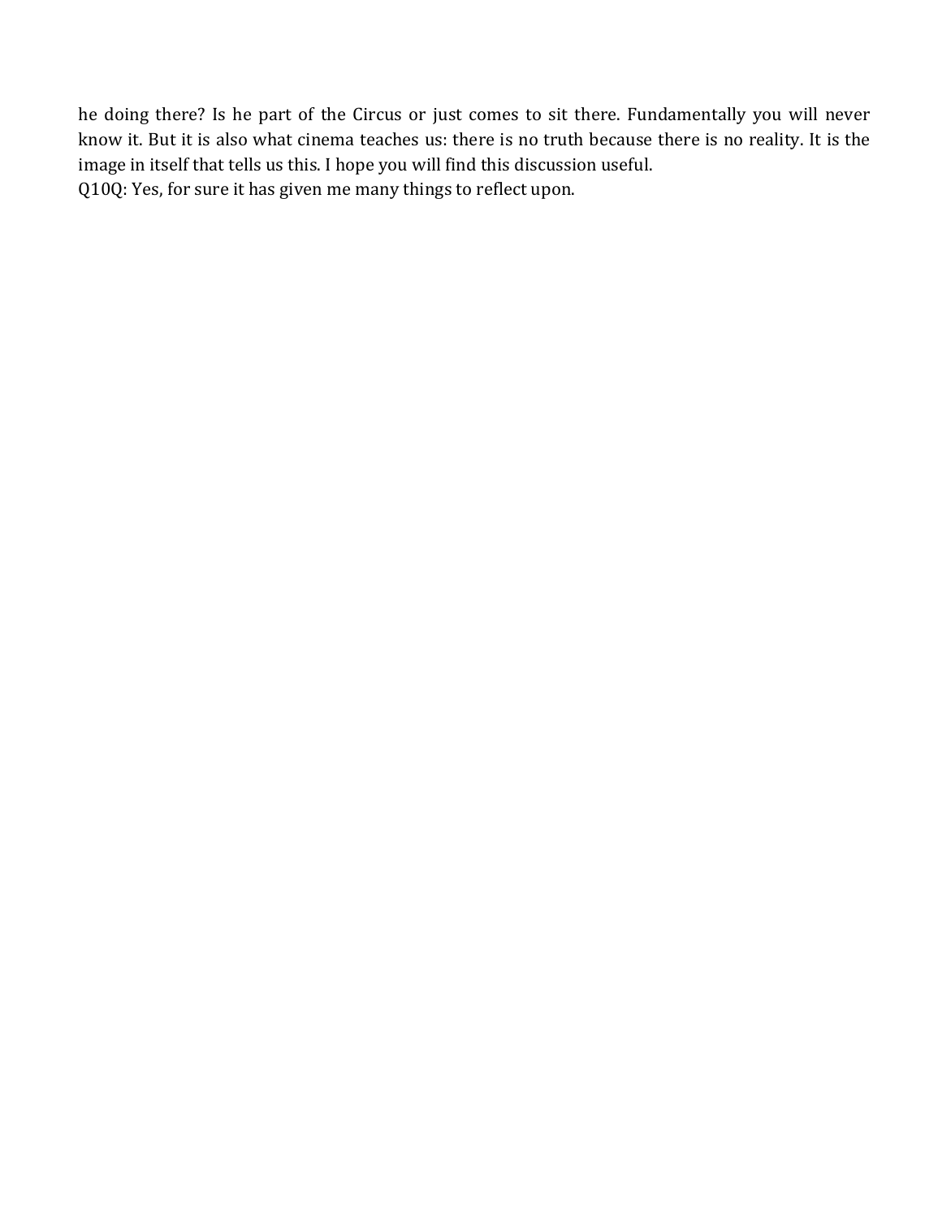he doing there? Is he part of the Circus or just comes to sit there. Fundamentally you will never know it. But it is also what cinema teaches us: there is no truth because there is no reality. It is the image in itself that tells us this. I hope you will find this discussion useful.

Q10Q: Yes, for sure it has given me many things to reflect upon.